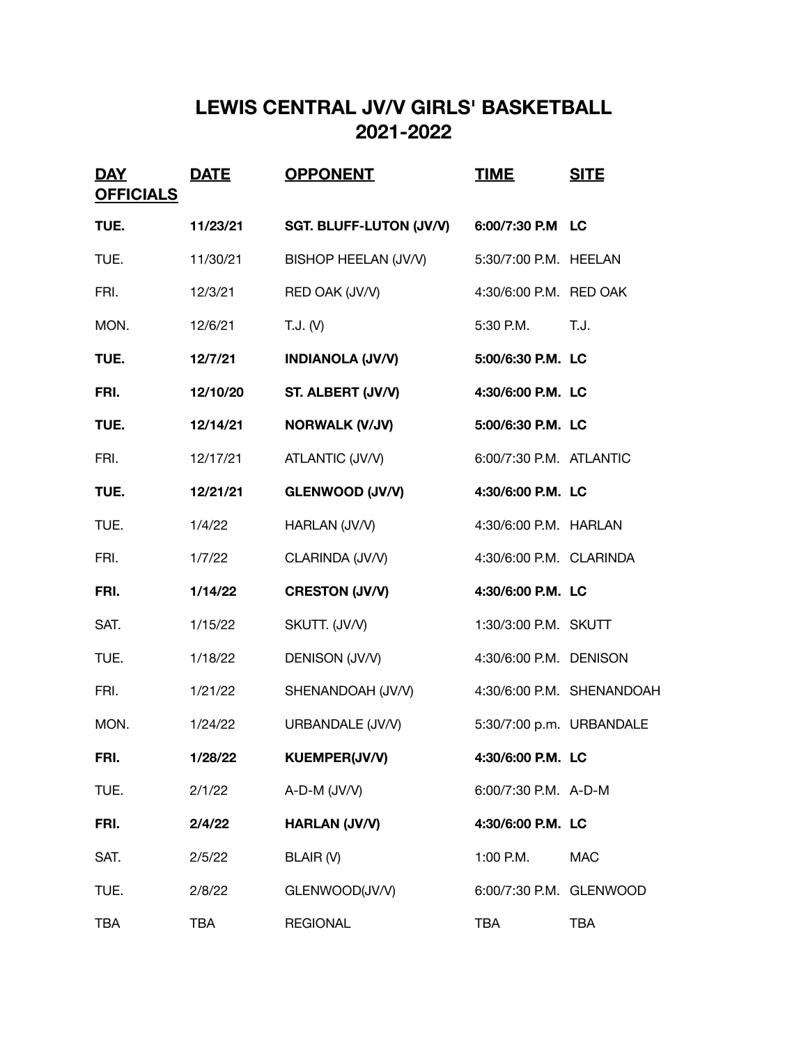# LEWIS CENTRAL JV/V GIRLS' BASKETBALL
# 2021-2022

| DAY OFFICIALS | DATE | OPPONENT | TIME | SITE |
|---|---|---|---|---|
| **TUE.** | **11/23/21** | **SGT. BLUFF-LUTON (JV/V)** | **6:00/7:30 P.M** | **LC** |
| TUE. | 11/30/21 | BISHOP HEELAN (JV/V) | 5:30/7:00 P.M. | HEELAN |
| FRI. | 12/3/21 | RED OAK (JV/V) | 4:30/6:00 P.M. | RED OAK |
| MON. | 12/6/21 | T.J. (V) | 5:30 P.M. | T.J. |
| **TUE.** | **12/7/21** | **INDIANOLA (JV/V)** | **5:00/6:30 P.M.** | **LC** |
| **FRI.** | **12/10/20** | **ST. ALBERT (JV/V)** | **4:30/6:00 P.M.** | **LC** |
| **TUE.** | **12/14/21** | **NORWALK (V/JV)** | **5:00/6:30 P.M.** | **LC** |
| FRI. | 12/17/21 | ATLANTIC (JV/V) | 6:00/7:30 P.M. | ATLANTIC |
| **TUE.** | **12/21/21** | **GLENWOOD (JV/V)** | **4:30/6:00 P.M.** | **LC** |
| TUE. | 1/4/22 | HARLAN (JV/V) | 4:30/6:00 P.M. | HARLAN |
| FRI. | 1/7/22 | CLARINDA (JV/V) | 4:30/6:00 P.M. | CLARINDA |
| **FRI.** | **1/14/22** | **CRESTON (JV/V)** | **4:30/6:00 P.M.** | **LC** |
| SAT. | 1/15/22 | SKUTT. (JV/V) | 1:30/3:00 P.M. | SKUTT |
| TUE. | 1/18/22 | DENISON (JV/V) | 4:30/6:00 P.M. | DENISON |
| FRI. | 1/21/22 | SHENANDOAH (JV/V) | 4:30/6:00 P.M. | SHENANDOAH |
| MON. | 1/24/22 | URBANDALE (JV/V) | 5:30/7:00 p.m. | URBANDALE |
| **FRI.** | **1/28/22** | **KUEMPER(JV/V)** | **4:30/6:00 P.M.** | **LC** |
| TUE. | 2/1/22 | A-D-M (JV/V) | 6:00/7:30 P.M. | A-D-M |
| **FRI.** | **2/4/22** | **HARLAN (JV/V)** | **4:30/6:00 P.M.** | **LC** |
| SAT. | 2/5/22 | BLAIR (V) | 1:00 P.M. | MAC |
| TUE. | 2/8/22 | GLENWOOD(JV/V) | 6:00/7:30 P.M. | GLENWOOD |
| TBA | TBA | REGIONAL | TBA | TBA |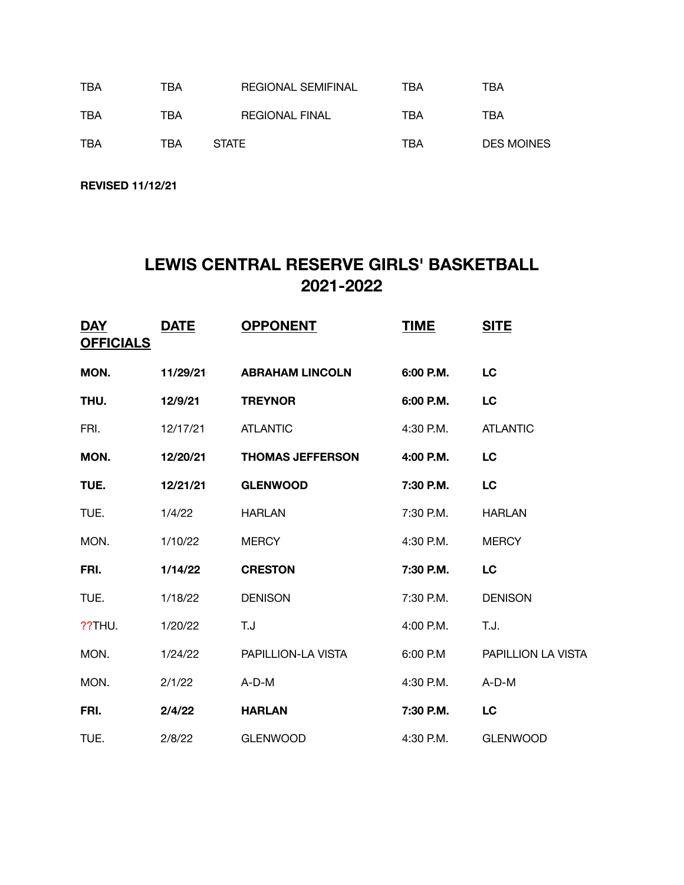| | | | | |
|---|---|---|---|---|
| TBA | TBA | REGIONAL SEMIFINAL | TBA | TBA |
| TBA | TBA | REGIONAL FINAL | TBA | TBA |
| TBA | TBA | STATE | TBA | DES MOINES |

**REVISED 11/12/21**

## LEWIS CENTRAL RESERVE GIRLS' BASKETBALL 2021-2022

| DAY OFFICIALS | DATE | OPPONENT | TIME | SITE |
|---|---|---|---|---|
| **MON.** | **11/29/21** | **ABRAHAM LINCOLN** | **6:00 P.M.** | **LC** |
| **THU.** | **12/9/21** | **TREYNOR** | **6:00 P.M.** | **LC** |
| FRI. | 12/17/21 | ATLANTIC | 4:30 P.M. | ATLANTIC |
| **MON.** | **12/20/21** | **THOMAS JEFFERSON** | **4:00 P.M.** | **LC** |
| **TUE.** | **12/21/21** | **GLENWOOD** | **7:30 P.M.** | **LC** |
| TUE. | 1/4/22 | HARLAN | 7:30 P.M. | HARLAN |
| MON. | 1/10/22 | MERCY | 4:30 P.M. | MERCY |
| **FRI.** | **1/14/22** | **CRESTON** | **7:30 P.M.** | **LC** |
| TUE. | 1/18/22 | DENISON | 7:30 P.M. | DENISON |
| ??THU. | 1/20/22 | T.J | 4:00 P.M. | T.J. |
| MON. | 1/24/22 | PAPILLION-LA VISTA | 6:00 P.M | PAPILLION LA VISTA |
| MON. | 2/1/22 | A-D-M | 4:30 P.M. | A-D-M |
| **FRI.** | **2/4/22** | **HARLAN** | **7:30 P.M.** | **LC** |
| TUE. | 2/8/22 | GLENWOOD | 4:30 P.M. | GLENWOOD |